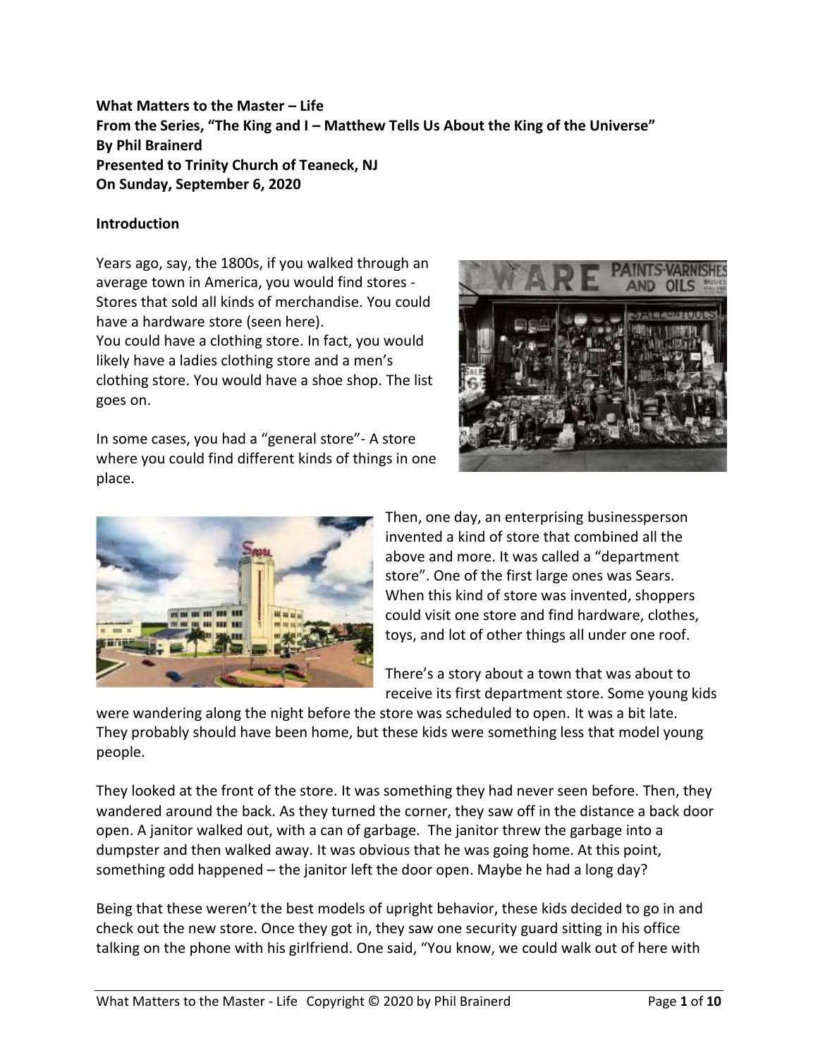**What Matters to the Master – Life**
**From the Series, "The King and I – Matthew Tells Us About the King of the Universe"**
**By Phil Brainerd**
**Presented to Trinity Church of Teaneck, NJ**
**On Sunday, September 6, 2020**

## Introduction

Years ago, say, the 1800s, if you walked through an average town in America, you would find stores - Stores that sold all kinds of merchandise. You could have a hardware store (seen here).
You could have a clothing store. In fact, you would likely have a ladies clothing store and a men's clothing store. You would have a shoe shop. The list goes on.

In some cases, you had a "general store"- A store where you could find different kinds of things in one place.

Then, one day, an enterprising businessperson invented a kind of store that combined all the above and more. It was called a "department store". One of the first large ones was Sears. When this kind of store was invented, shoppers could visit one store and find hardware, clothes, toys, and lot of other things all under one roof.

There's a story about a town that was about to receive its first department store. Some young kids were wandering along the night before the store was scheduled to open. It was a bit late. They probably should have been home, but these kids were something less that model young people.

They looked at the front of the store. It was something they had never seen before. Then, they wandered around the back. As they turned the corner, they saw off in the distance a back door open. A janitor walked out, with a can of garbage. The janitor threw the garbage into a dumpster and then walked away. It was obvious that he was going home. At this point, something odd happened – the janitor left the door open. Maybe he had a long day?

Being that these weren't the best models of upright behavior, these kids decided to go in and check out the new store. Once they got in, they saw one security guard sitting in his office talking on the phone with his girlfriend. One said, "You know, we could walk out of here with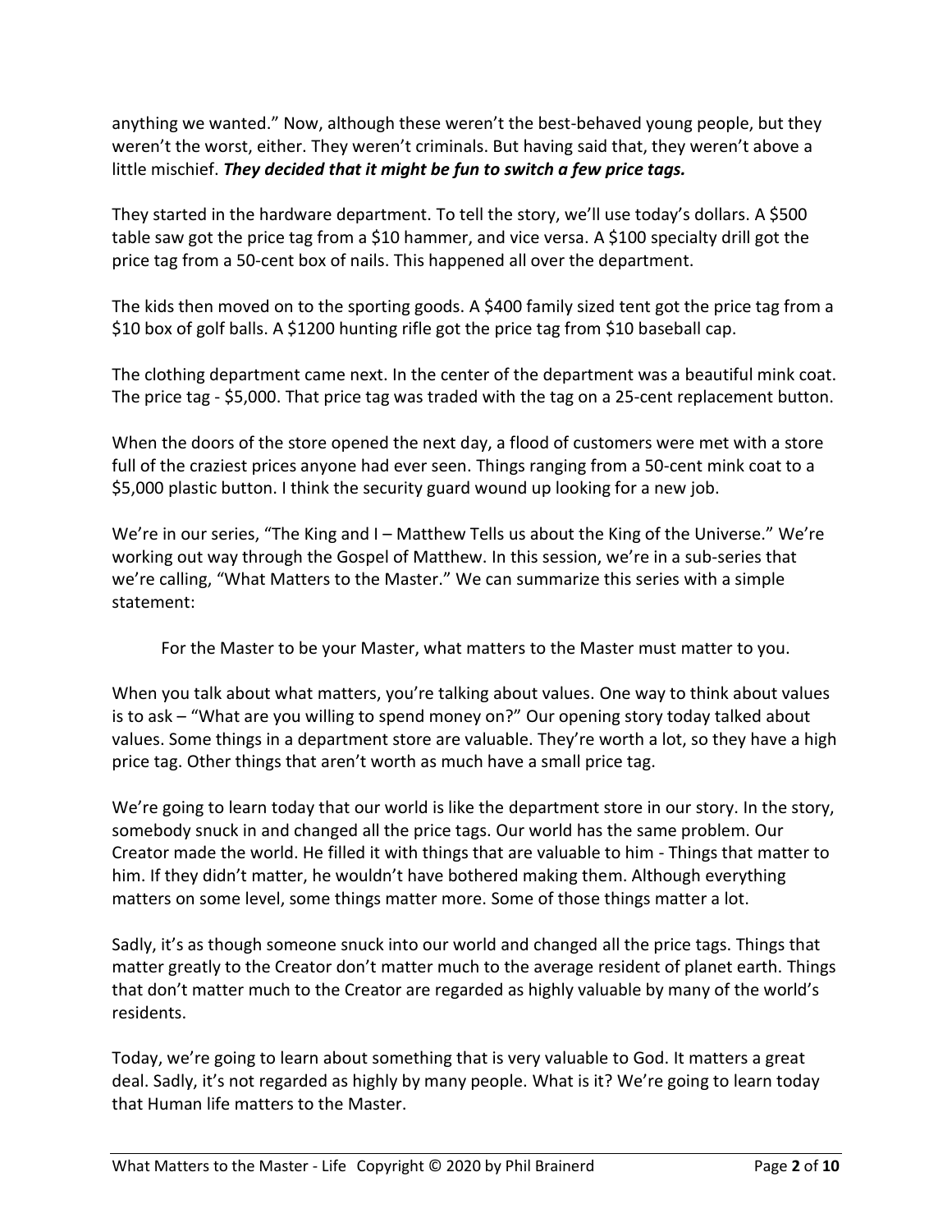anything we wanted." Now, although these weren't the best-behaved young people, but they weren't the worst, either. They weren't criminals. But having said that, they weren't above a little mischief. ***They decided that it might be fun to switch a few price tags.***

They started in the hardware department. To tell the story, we'll use today's dollars. A $500 table saw got the price tag from a $10 hammer, and vice versa. A $100 specialty drill got the price tag from a 50-cent box of nails. This happened all over the department.

The kids then moved on to the sporting goods. A $400 family sized tent got the price tag from a $10 box of golf balls. A $1200 hunting rifle got the price tag from $10 baseball cap.

The clothing department came next. In the center of the department was a beautiful mink coat. The price tag - $5,000. That price tag was traded with the tag on a 25-cent replacement button.

When the doors of the store opened the next day, a flood of customers were met with a store full of the craziest prices anyone had ever seen. Things ranging from a 50-cent mink coat to a $5,000 plastic button. I think the security guard wound up looking for a new job.

We're in our series, "The King and I – Matthew Tells us about the King of the Universe." We're working out way through the Gospel of Matthew. In this session, we're in a sub-series that we're calling, "What Matters to the Master." We can summarize this series with a simple statement:

> For the Master to be your Master, what matters to the Master must matter to you.

When you talk about what matters, you're talking about values. One way to think about values is to ask – "What are you willing to spend money on?" Our opening story today talked about values. Some things in a department store are valuable. They're worth a lot, so they have a high price tag. Other things that aren't worth as much have a small price tag.

We're going to learn today that our world is like the department store in our story. In the story, somebody snuck in and changed all the price tags. Our world has the same problem. Our Creator made the world. He filled it with things that are valuable to him - Things that matter to him. If they didn't matter, he wouldn't have bothered making them. Although everything matters on some level, some things matter more. Some of those things matter a lot.

Sadly, it's as though someone snuck into our world and changed all the price tags. Things that matter greatly to the Creator don't matter much to the average resident of planet earth. Things that don't matter much to the Creator are regarded as highly valuable by many of the world's residents.

Today, we're going to learn about something that is very valuable to God. It matters a great deal. Sadly, it's not regarded as highly by many people. What is it? We're going to learn today that Human life matters to the Master.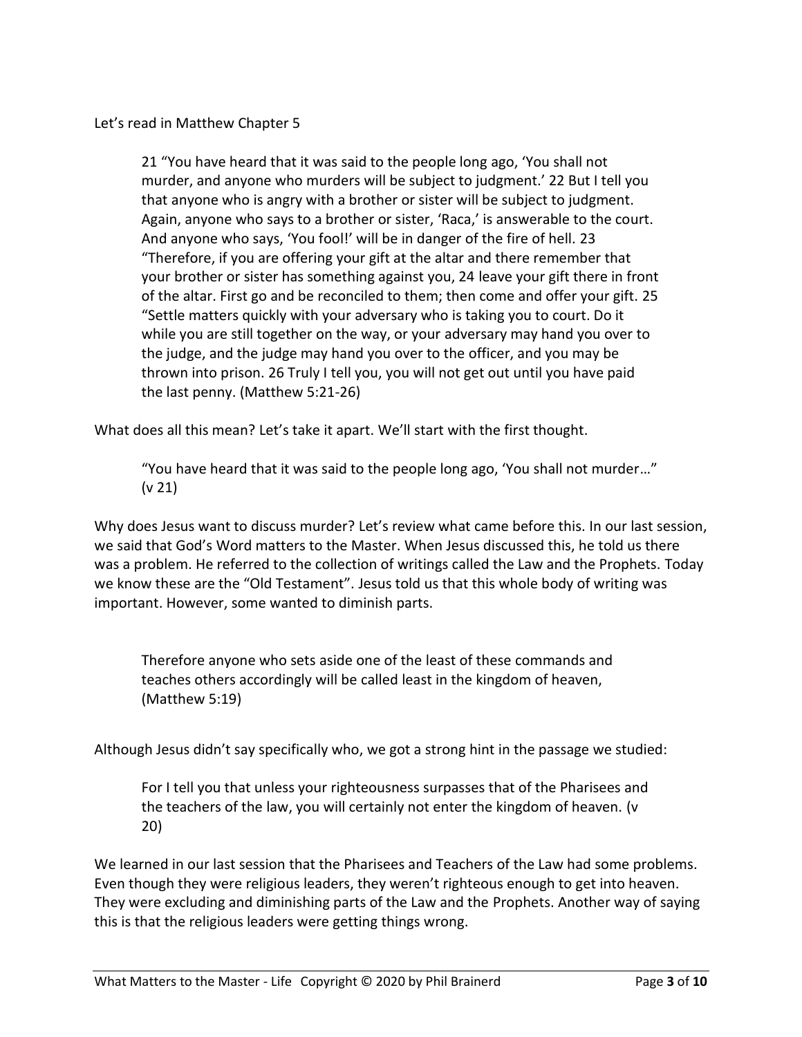Let's read in Matthew Chapter 5

> 21 "You have heard that it was said to the people long ago, 'You shall not murder, and anyone who murders will be subject to judgment.' 22 But I tell you that anyone who is angry with a brother or sister will be subject to judgment. Again, anyone who says to a brother or sister, 'Raca,' is answerable to the court. And anyone who says, 'You fool!' will be in danger of the fire of hell. 23 "Therefore, if you are offering your gift at the altar and there remember that your brother or sister has something against you, 24 leave your gift there in front of the altar. First go and be reconciled to them; then come and offer your gift. 25 "Settle matters quickly with your adversary who is taking you to court. Do it while you are still together on the way, or your adversary may hand you over to the judge, and the judge may hand you over to the officer, and you may be thrown into prison. 26 Truly I tell you, you will not get out until you have paid the last penny. (Matthew 5:21-26)

What does all this mean? Let's take it apart. We'll start with the first thought.

> "You have heard that it was said to the people long ago, 'You shall not murder…" (v 21)

Why does Jesus want to discuss murder? Let's review what came before this. In our last session, we said that God's Word matters to the Master. When Jesus discussed this, he told us there was a problem. He referred to the collection of writings called the Law and the Prophets. Today we know these are the "Old Testament". Jesus told us that this whole body of writing was important. However, some wanted to diminish parts.

> Therefore anyone who sets aside one of the least of these commands and teaches others accordingly will be called least in the kingdom of heaven, (Matthew 5:19)

Although Jesus didn't say specifically who, we got a strong hint in the passage we studied:

> For I tell you that unless your righteousness surpasses that of the Pharisees and the teachers of the law, you will certainly not enter the kingdom of heaven. (v 20)

We learned in our last session that the Pharisees and Teachers of the Law had some problems. Even though they were religious leaders, they weren't righteous enough to get into heaven. They were excluding and diminishing parts of the Law and the Prophets. Another way of saying this is that the religious leaders were getting things wrong.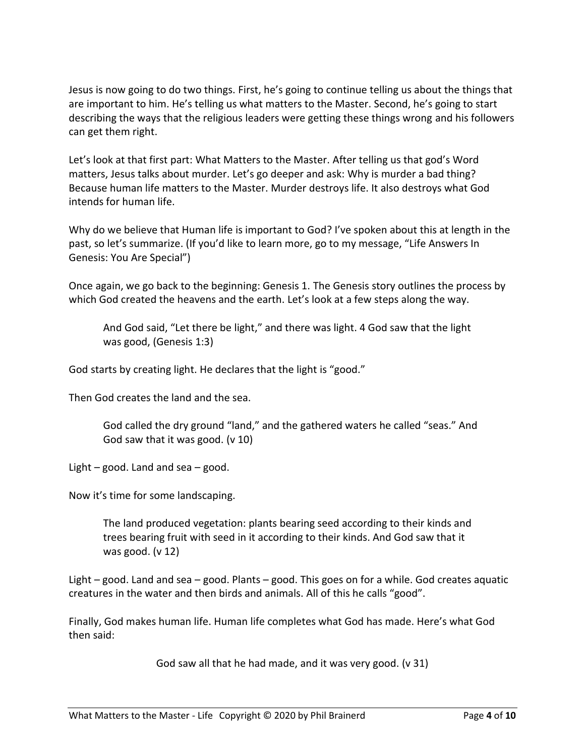Jesus is now going to do two things. First, he's going to continue telling us about the things that are important to him. He's telling us what matters to the Master. Second, he's going to start describing the ways that the religious leaders were getting these things wrong and his followers can get them right.

Let's look at that first part: What Matters to the Master. After telling us that god's Word matters, Jesus talks about murder. Let's go deeper and ask: Why is murder a bad thing? Because human life matters to the Master. Murder destroys life. It also destroys what God intends for human life.

Why do we believe that Human life is important to God? I've spoken about this at length in the past, so let's summarize. (If you'd like to learn more, go to my message, "Life Answers In Genesis: You Are Special")

Once again, we go back to the beginning: Genesis 1. The Genesis story outlines the process by which God created the heavens and the earth. Let's look at a few steps along the way.

> And God said, "Let there be light," and there was light. 4 God saw that the light was good, (Genesis 1:3)

God starts by creating light. He declares that the light is "good."

Then God creates the land and the sea.

> God called the dry ground "land," and the gathered waters he called "seas." And God saw that it was good. (v 10)

Light – good. Land and sea – good.

Now it's time for some landscaping.

> The land produced vegetation: plants bearing seed according to their kinds and trees bearing fruit with seed in it according to their kinds. And God saw that it was good. (v 12)

Light – good. Land and sea – good. Plants – good. This goes on for a while. God creates aquatic creatures in the water and then birds and animals. All of this he calls "good".

Finally, God makes human life. Human life completes what God has made. Here's what God then said:

> God saw all that he had made, and it was very good. (v 31)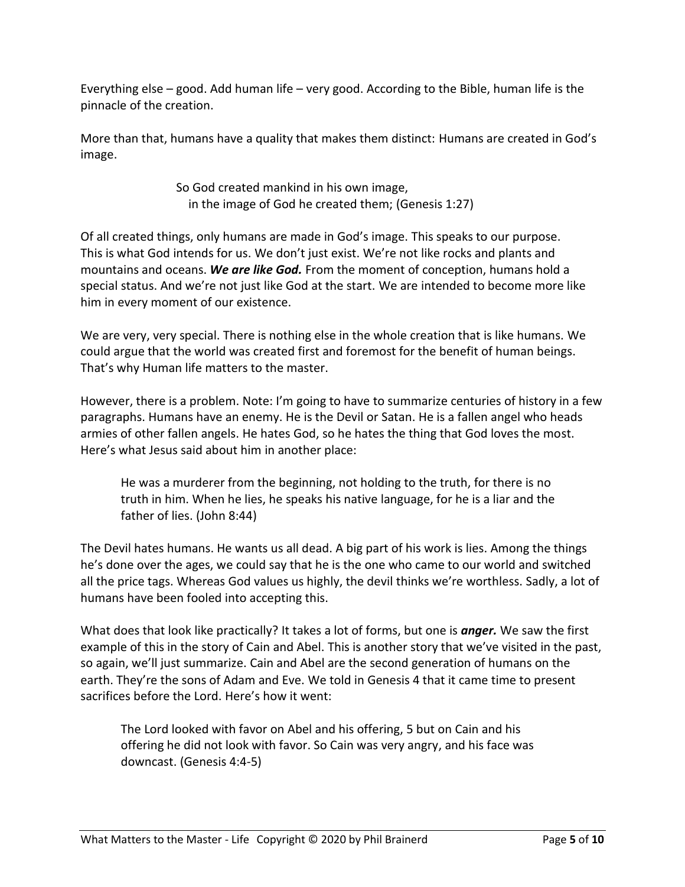Everything else – good. Add human life – very good. According to the Bible, human life is the pinnacle of the creation.

More than that, humans have a quality that makes them distinct: Humans are created in God's image.

> So God created mankind in his own image,
> in the image of God he created them; (Genesis 1:27)

Of all created things, only humans are made in God's image. This speaks to our purpose. This is what God intends for us. We don't just exist. We're not like rocks and plants and mountains and oceans. ***We are like God.*** From the moment of conception, humans hold a special status. And we're not just like God at the start. We are intended to become more like him in every moment of our existence.

We are very, very special. There is nothing else in the whole creation that is like humans. We could argue that the world was created first and foremost for the benefit of human beings. That's why Human life matters to the master.

However, there is a problem. Note: I'm going to have to summarize centuries of history in a few paragraphs. Humans have an enemy. He is the Devil or Satan. He is a fallen angel who heads armies of other fallen angels. He hates God, so he hates the thing that God loves the most. Here's what Jesus said about him in another place:

> He was a murderer from the beginning, not holding to the truth, for there is no truth in him. When he lies, he speaks his native language, for he is a liar and the father of lies. (John 8:44)

The Devil hates humans. He wants us all dead. A big part of his work is lies. Among the things he's done over the ages, we could say that he is the one who came to our world and switched all the price tags. Whereas God values us highly, the devil thinks we're worthless. Sadly, a lot of humans have been fooled into accepting this.

What does that look like practically? It takes a lot of forms, but one is ***anger.*** We saw the first example of this in the story of Cain and Abel. This is another story that we've visited in the past, so again, we'll just summarize. Cain and Abel are the second generation of humans on the earth. They're the sons of Adam and Eve. We told in Genesis 4 that it came time to present sacrifices before the Lord. Here's how it went:

> The Lord looked with favor on Abel and his offering, 5 but on Cain and his offering he did not look with favor. So Cain was very angry, and his face was downcast. (Genesis 4:4-5)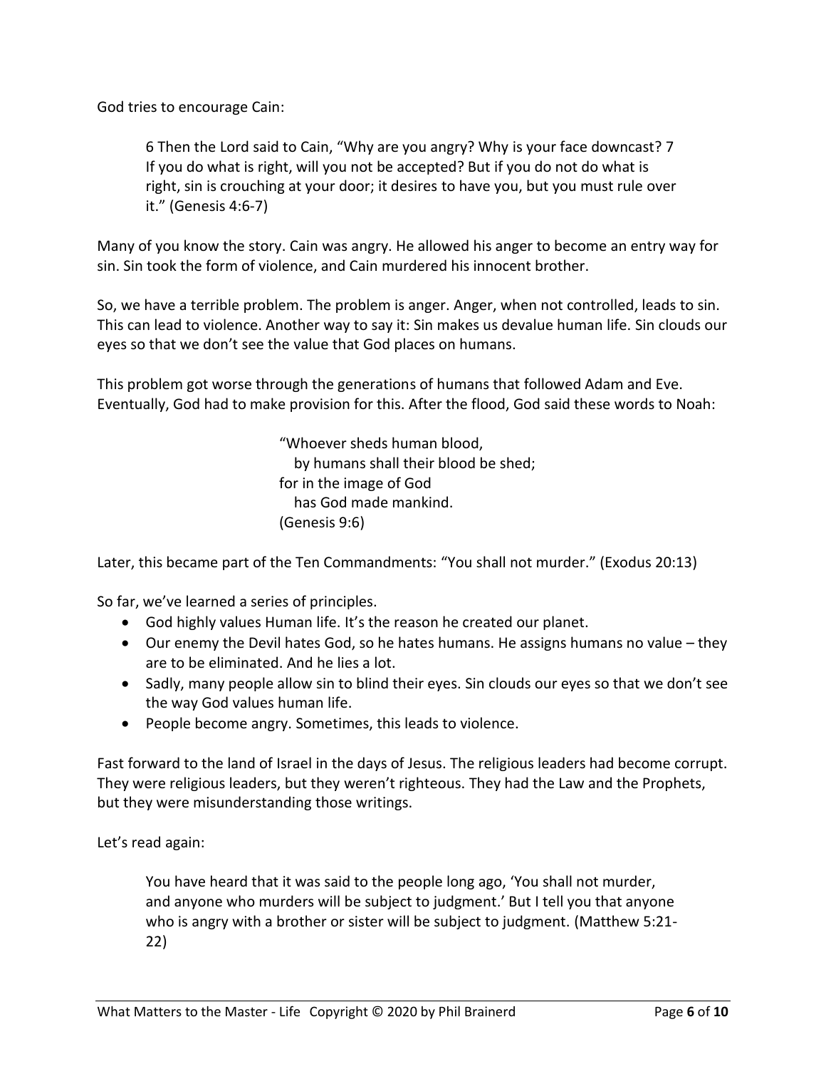God tries to encourage Cain:

> 6 Then the Lord said to Cain, "Why are you angry? Why is your face downcast? 7 If you do what is right, will you not be accepted? But if you do not do what is right, sin is crouching at your door; it desires to have you, but you must rule over it." (Genesis 4:6-7)

Many of you know the story. Cain was angry. He allowed his anger to become an entry way for sin. Sin took the form of violence, and Cain murdered his innocent brother.

So, we have a terrible problem. The problem is anger. Anger, when not controlled, leads to sin. This can lead to violence. Another way to say it: Sin makes us devalue human life. Sin clouds our eyes so that we don't see the value that God places on humans.

This problem got worse through the generations of humans that followed Adam and Eve. Eventually, God had to make provision for this. After the flood, God said these words to Noah:

> "Whoever sheds human blood,
>    by humans shall their blood be shed;
> for in the image of God
>    has God made mankind.
> (Genesis 9:6)

Later, this became part of the Ten Commandments: "You shall not murder." (Exodus 20:13)

So far, we've learned a series of principles.

- God highly values Human life. It's the reason he created our planet.
- Our enemy the Devil hates God, so he hates humans. He assigns humans no value – they are to be eliminated. And he lies a lot.
- Sadly, many people allow sin to blind their eyes. Sin clouds our eyes so that we don't see the way God values human life.
- People become angry. Sometimes, this leads to violence.

Fast forward to the land of Israel in the days of Jesus. The religious leaders had become corrupt. They were religious leaders, but they weren't righteous. They had the Law and the Prophets, but they were misunderstanding those writings.

Let's read again:

> You have heard that it was said to the people long ago, 'You shall not murder, and anyone who murders will be subject to judgment.' But I tell you that anyone who is angry with a brother or sister will be subject to judgment. (Matthew 5:21-22)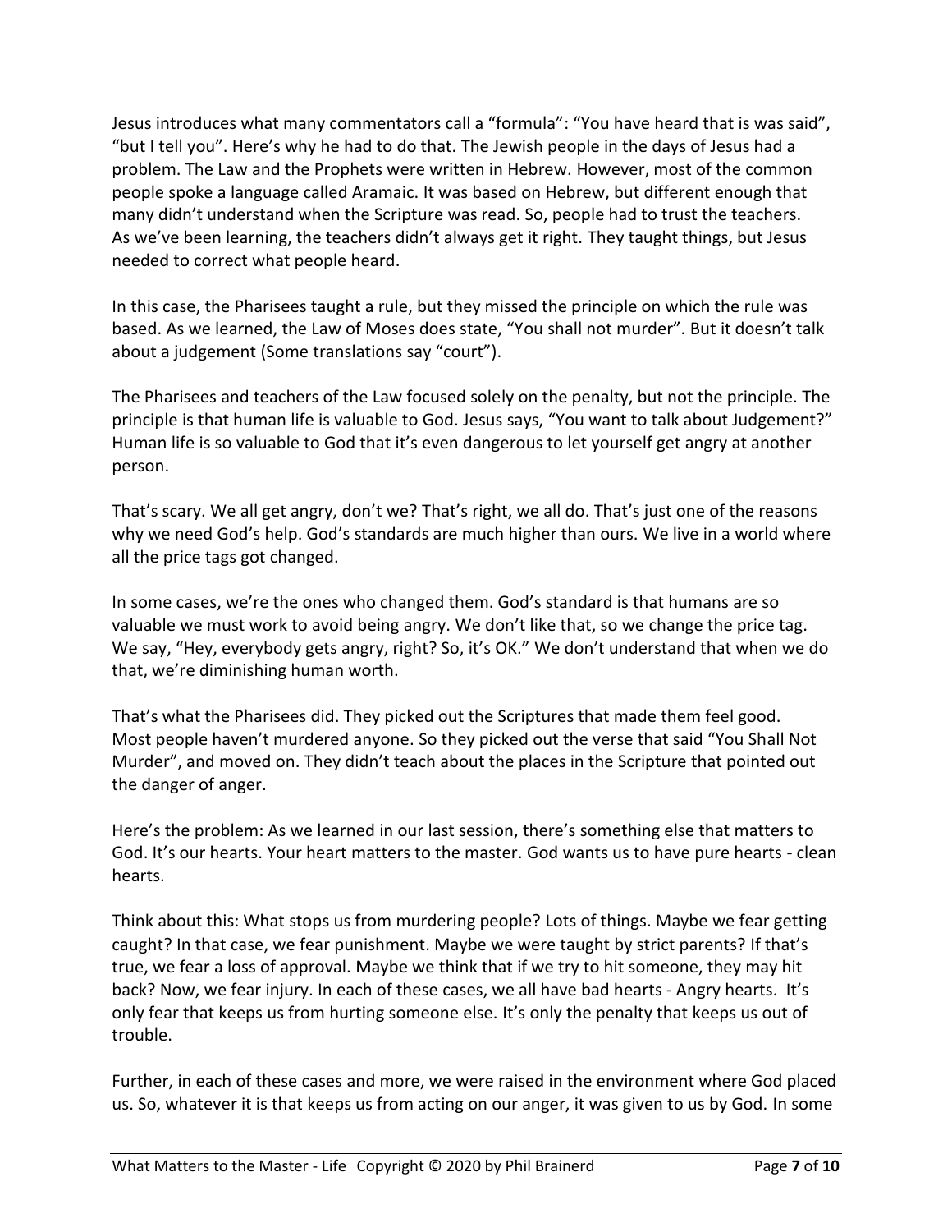Jesus introduces what many commentators call a "formula": "You have heard that is was said", "but I tell you". Here's why he had to do that. The Jewish people in the days of Jesus had a problem. The Law and the Prophets were written in Hebrew. However, most of the common people spoke a language called Aramaic. It was based on Hebrew, but different enough that many didn't understand when the Scripture was read. So, people had to trust the teachers. As we've been learning, the teachers didn't always get it right. They taught things, but Jesus needed to correct what people heard.

In this case, the Pharisees taught a rule, but they missed the principle on which the rule was based. As we learned, the Law of Moses does state, "You shall not murder". But it doesn't talk about a judgement (Some translations say "court").

The Pharisees and teachers of the Law focused solely on the penalty, but not the principle. The principle is that human life is valuable to God. Jesus says, "You want to talk about Judgement?" Human life is so valuable to God that it's even dangerous to let yourself get angry at another person.

That's scary. We all get angry, don't we? That's right, we all do. That's just one of the reasons why we need God's help. God's standards are much higher than ours. We live in a world where all the price tags got changed.

In some cases, we're the ones who changed them. God's standard is that humans are so valuable we must work to avoid being angry. We don't like that, so we change the price tag. We say, "Hey, everybody gets angry, right? So, it's OK." We don't understand that when we do that, we're diminishing human worth.

That's what the Pharisees did. They picked out the Scriptures that made them feel good. Most people haven't murdered anyone. So they picked out the verse that said "You Shall Not Murder", and moved on. They didn't teach about the places in the Scripture that pointed out the danger of anger.

Here's the problem: As we learned in our last session, there's something else that matters to God. It's our hearts. Your heart matters to the master. God wants us to have pure hearts - clean hearts.

Think about this: What stops us from murdering people? Lots of things. Maybe we fear getting caught? In that case, we fear punishment. Maybe we were taught by strict parents? If that's true, we fear a loss of approval. Maybe we think that if we try to hit someone, they may hit back? Now, we fear injury. In each of these cases, we all have bad hearts - Angry hearts. It's only fear that keeps us from hurting someone else. It's only the penalty that keeps us out of trouble.

Further, in each of these cases and more, we were raised in the environment where God placed us. So, whatever it is that keeps us from acting on our anger, it was given to us by God. In some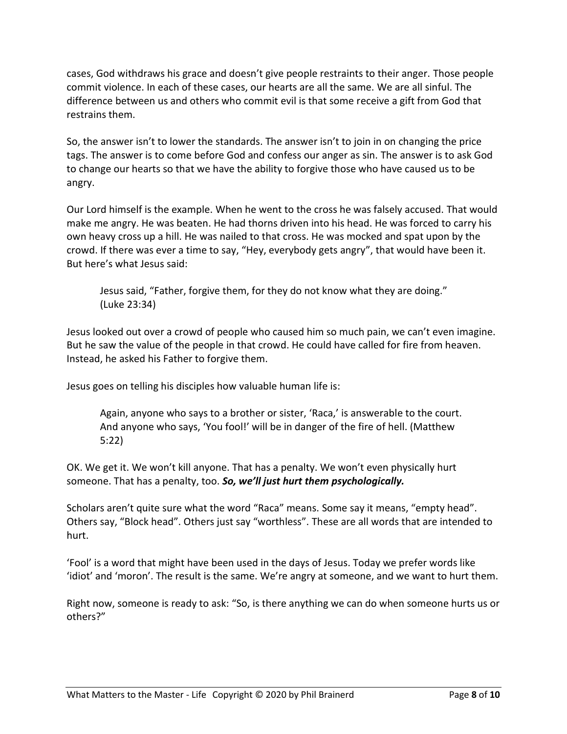cases, God withdraws his grace and doesn't give people restraints to their anger. Those people commit violence. In each of these cases, our hearts are all the same. We are all sinful. The difference between us and others who commit evil is that some receive a gift from God that restrains them.

So, the answer isn't to lower the standards. The answer isn't to join in on changing the price tags. The answer is to come before God and confess our anger as sin. The answer is to ask God to change our hearts so that we have the ability to forgive those who have caused us to be angry.

Our Lord himself is the example. When he went to the cross he was falsely accused. That would make me angry. He was beaten. He had thorns driven into his head. He was forced to carry his own heavy cross up a hill. He was nailed to that cross. He was mocked and spat upon by the crowd. If there was ever a time to say, "Hey, everybody gets angry", that would have been it. But here's what Jesus said:

> Jesus said, "Father, forgive them, for they do not know what they are doing." (Luke 23:34)

Jesus looked out over a crowd of people who caused him so much pain, we can't even imagine. But he saw the value of the people in that crowd. He could have called for fire from heaven. Instead, he asked his Father to forgive them.

Jesus goes on telling his disciples how valuable human life is:

> Again, anyone who says to a brother or sister, 'Raca,' is answerable to the court. And anyone who says, 'You fool!' will be in danger of the fire of hell. (Matthew 5:22)

OK. We get it. We won't kill anyone. That has a penalty. We won't even physically hurt someone. That has a penalty, too. ***So, we'll just hurt them psychologically.***

Scholars aren't quite sure what the word "Raca" means. Some say it means, "empty head". Others say, "Block head". Others just say "worthless". These are all words that are intended to hurt.

'Fool' is a word that might have been used in the days of Jesus. Today we prefer words like 'idiot' and 'moron'. The result is the same. We're angry at someone, and we want to hurt them.

Right now, someone is ready to ask: "So, is there anything we can do when someone hurts us or others?"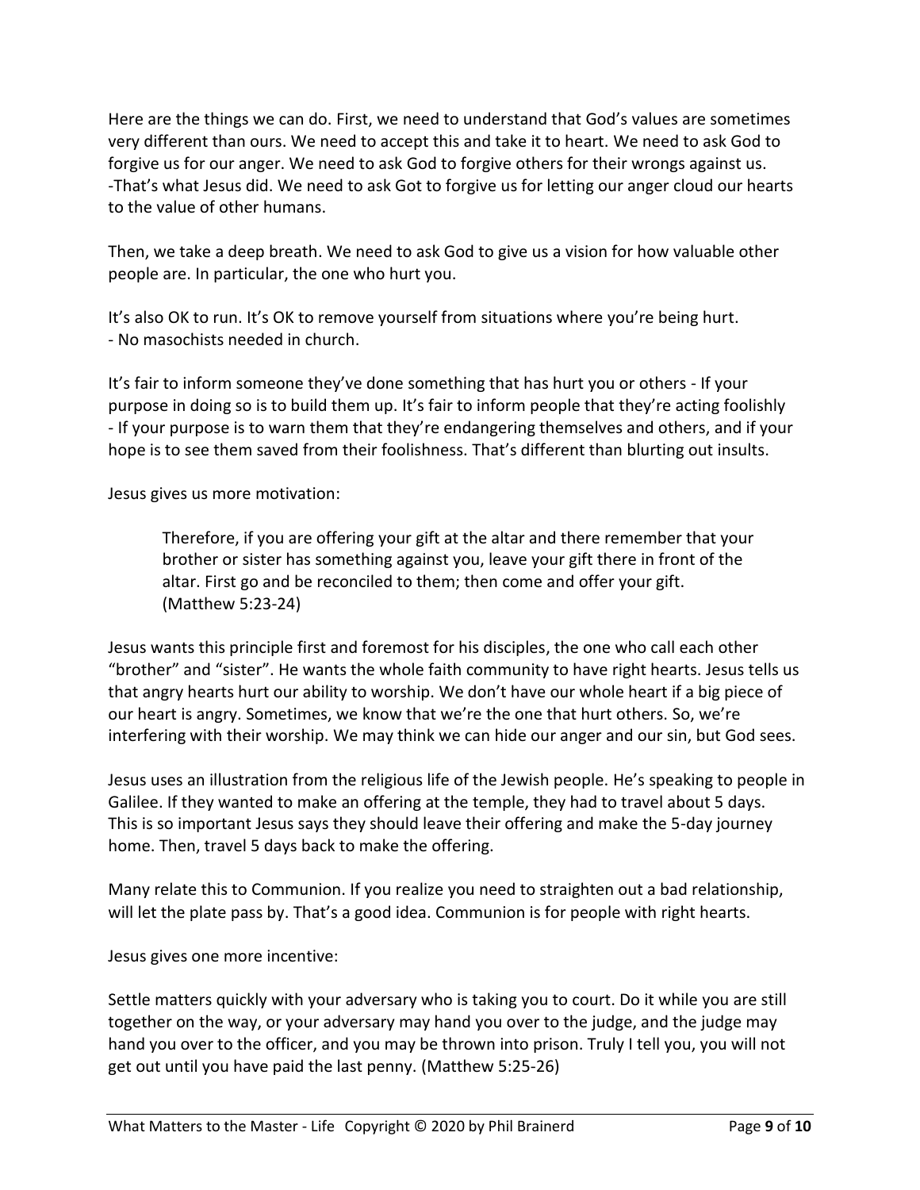Here are the things we can do. First, we need to understand that God's values are sometimes very different than ours. We need to accept this and take it to heart. We need to ask God to forgive us for our anger. We need to ask God to forgive others for their wrongs against us. -That's what Jesus did. We need to ask Got to forgive us for letting our anger cloud our hearts to the value of other humans.

Then, we take a deep breath. We need to ask God to give us a vision for how valuable other people are. In particular, the one who hurt you.

It's also OK to run. It's OK to remove yourself from situations where you're being hurt.
- No masochists needed in church.

It's fair to inform someone they've done something that has hurt you or others - If your purpose in doing so is to build them up. It's fair to inform people that they're acting foolishly - If your purpose is to warn them that they're endangering themselves and others, and if your hope is to see them saved from their foolishness. That's different than blurting out insults.

Jesus gives us more motivation:

> Therefore, if you are offering your gift at the altar and there remember that your brother or sister has something against you, leave your gift there in front of the altar. First go and be reconciled to them; then come and offer your gift. (Matthew 5:23-24)

Jesus wants this principle first and foremost for his disciples, the one who call each other "brother" and "sister". He wants the whole faith community to have right hearts. Jesus tells us that angry hearts hurt our ability to worship. We don't have our whole heart if a big piece of our heart is angry. Sometimes, we know that we're the one that hurt others. So, we're interfering with their worship. We may think we can hide our anger and our sin, but God sees.

Jesus uses an illustration from the religious life of the Jewish people. He's speaking to people in Galilee. If they wanted to make an offering at the temple, they had to travel about 5 days. This is so important Jesus says they should leave their offering and make the 5-day journey home. Then, travel 5 days back to make the offering.

Many relate this to Communion. If you realize you need to straighten out a bad relationship, will let the plate pass by. That's a good idea. Communion is for people with right hearts.

Jesus gives one more incentive:

Settle matters quickly with your adversary who is taking you to court. Do it while you are still together on the way, or your adversary may hand you over to the judge, and the judge may hand you over to the officer, and you may be thrown into prison. Truly I tell you, you will not get out until you have paid the last penny. (Matthew 5:25-26)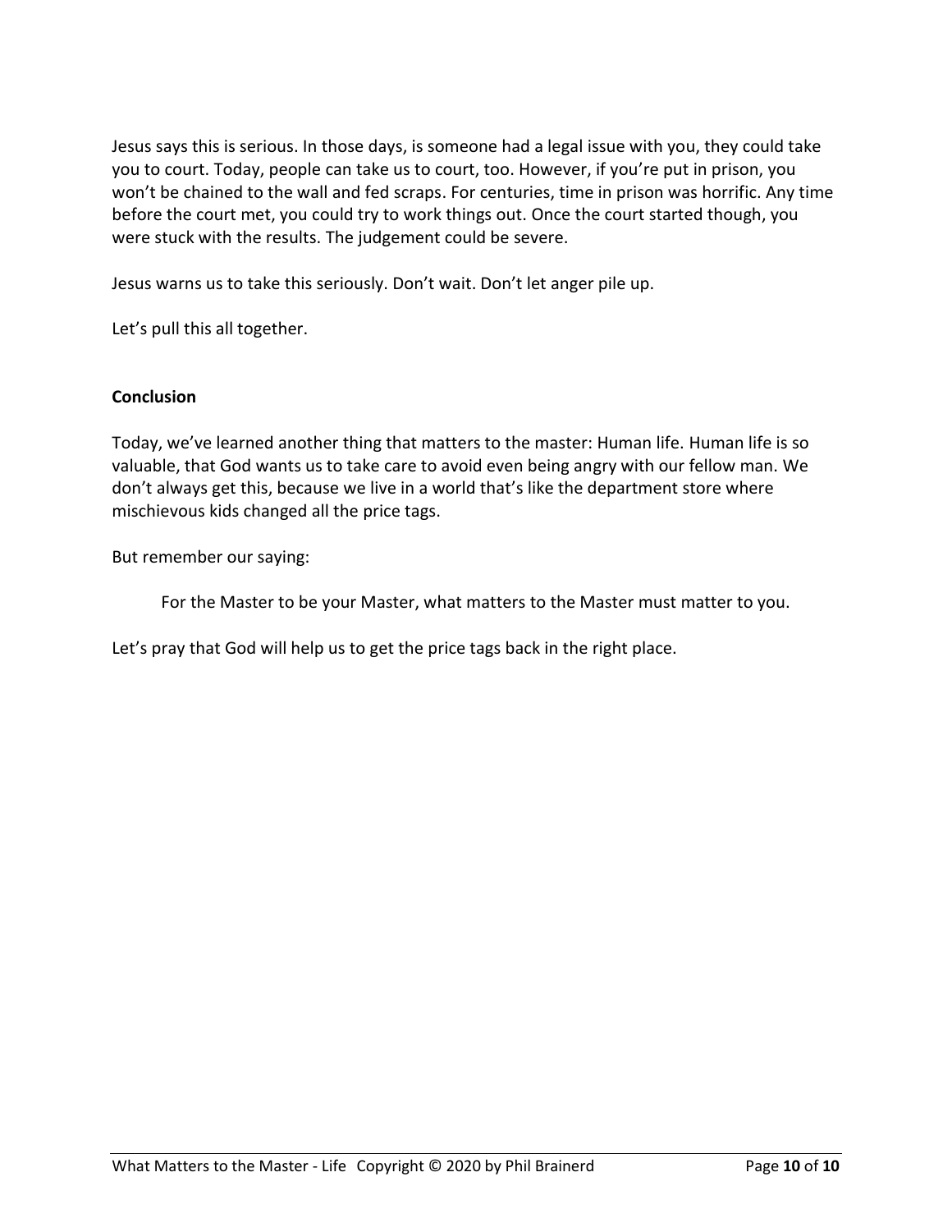Jesus says this is serious. In those days, is someone had a legal issue with you, they could take you to court. Today, people can take us to court, too. However, if you're put in prison, you won't be chained to the wall and fed scraps. For centuries, time in prison was horrific. Any time before the court met, you could try to work things out. Once the court started though, you were stuck with the results. The judgement could be severe.

Jesus warns us to take this seriously. Don't wait. Don't let anger pile up.

Let's pull this all together.

**Conclusion**

Today, we've learned another thing that matters to the master: Human life. Human life is so valuable, that God wants us to take care to avoid even being angry with our fellow man. We don't always get this, because we live in a world that's like the department store where mischievous kids changed all the price tags.

But remember our saying:

> For the Master to be your Master, what matters to the Master must matter to you.

Let's pray that God will help us to get the price tags back in the right place.